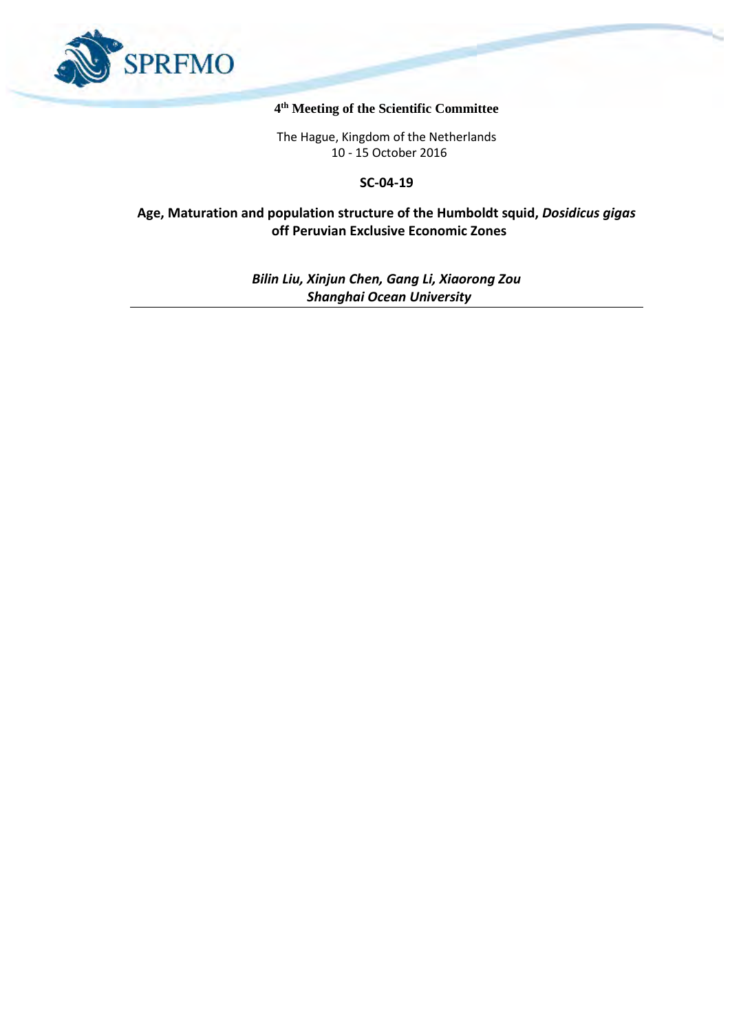SPRFMO

**4th Meeting of the Scientific Committee**

The Hague, Kingdom of the Netherlands
10 - 15 October 2016

**SC-04-19**

# Age, Maturation and population structure of the Humboldt squid, *Dosidicus gigas* off Peruvian Exclusive Economic Zones

***Bilin Liu, Xinjun Chen, Gang Li, Xiaorong Zou***
***Shanghai Ocean University***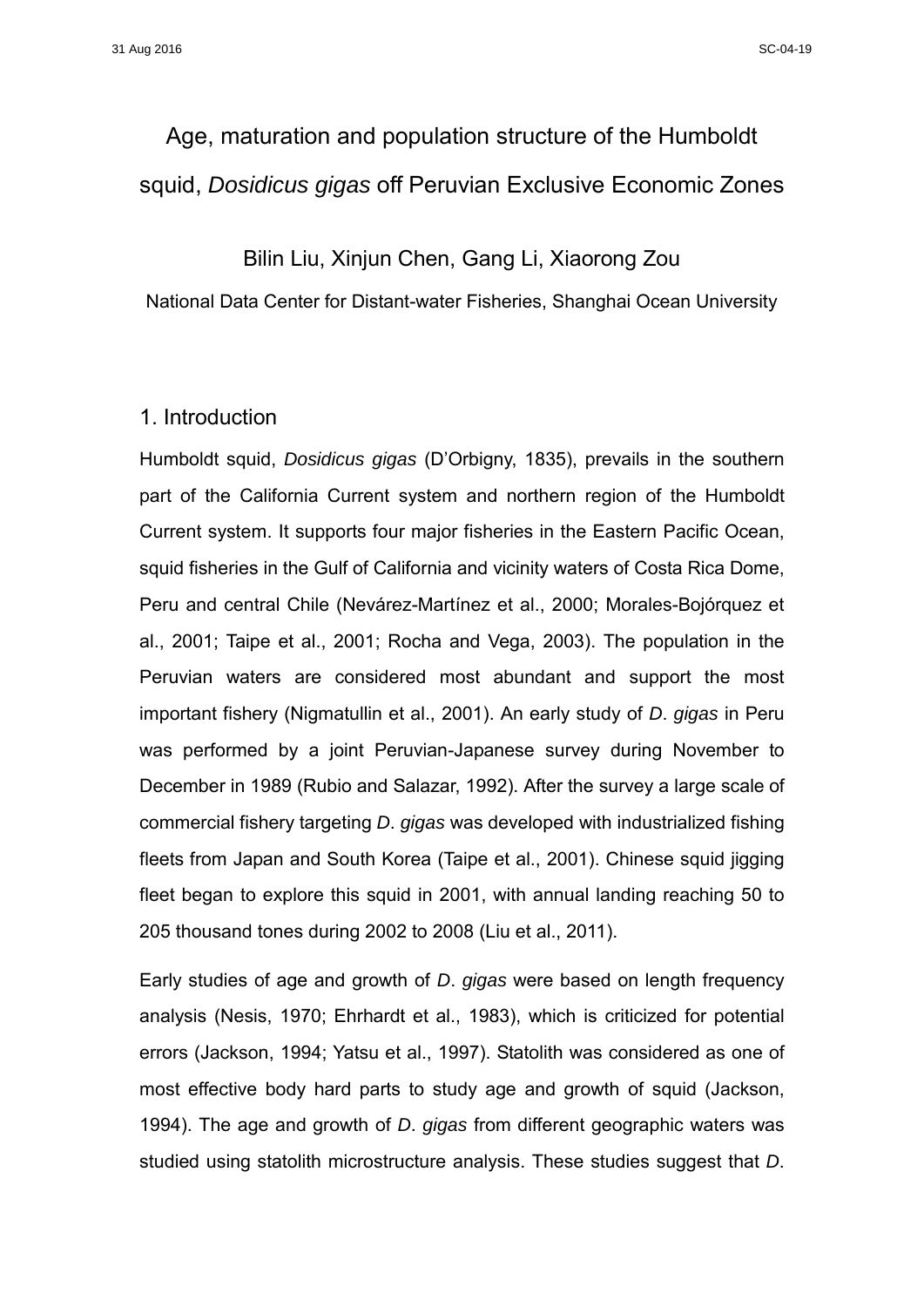# Age, maturation and population structure of the Humboldt squid, *Dosidicus gigas* off Peruvian Exclusive Economic Zones

Bilin Liu, Xinjun Chen, Gang Li, Xiaorong Zou

National Data Center for Distant-water Fisheries, Shanghai Ocean University

## 1. Introduction

Humboldt squid, *Dosidicus gigas* (D'Orbigny, 1835), prevails in the southern part of the California Current system and northern region of the Humboldt Current system. It supports four major fisheries in the Eastern Pacific Ocean, squid fisheries in the Gulf of California and vicinity waters of Costa Rica Dome, Peru and central Chile (Nevárez-Martínez et al., 2000; Morales-Bojórquez et al., 2001; Taipe et al., 2001; Rocha and Vega, 2003). The population in the Peruvian waters are considered most abundant and support the most important fishery (Nigmatullin et al., 2001). An early study of *D*. *gigas* in Peru was performed by a joint Peruvian-Japanese survey during November to December in 1989 (Rubio and Salazar, 1992). After the survey a large scale of commercial fishery targeting *D*. *gigas* was developed with industrialized fishing fleets from Japan and South Korea (Taipe et al., 2001). Chinese squid jigging fleet began to explore this squid in 2001, with annual landing reaching 50 to 205 thousand tones during 2002 to 2008 (Liu et al., 2011).

Early studies of age and growth of *D*. *gigas* were based on length frequency analysis (Nesis, 1970; Ehrhardt et al., 1983), which is criticized for potential errors (Jackson, 1994; Yatsu et al., 1997). Statolith was considered as one of most effective body hard parts to study age and growth of squid (Jackson, 1994). The age and growth of *D*. *gigas* from different geographic waters was studied using statolith microstructure analysis. These studies suggest that *D*.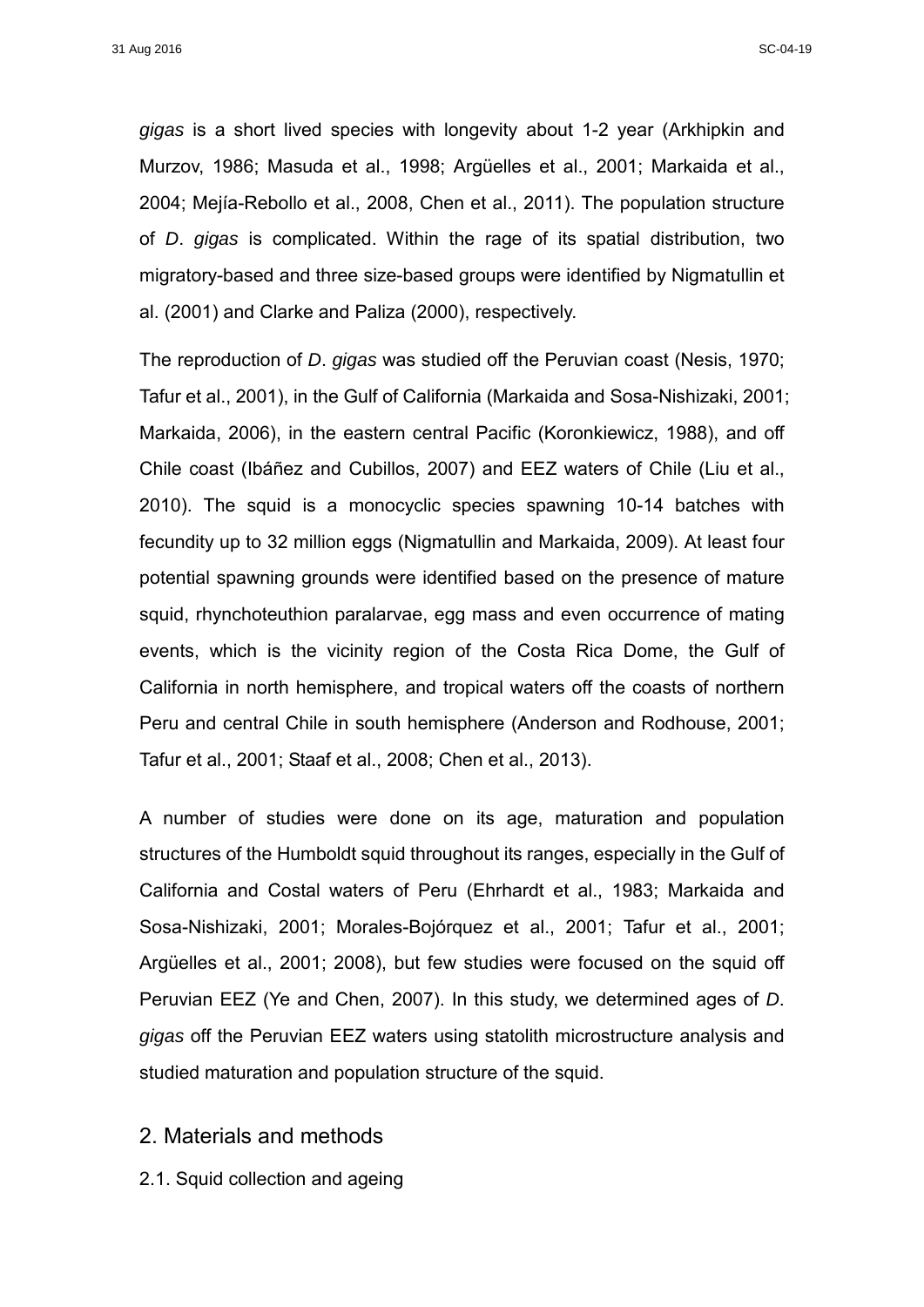*gigas* is a short lived species with longevity about 1-2 year (Arkhipkin and Murzov, 1986; Masuda et al., 1998; Argüelles et al., 2001; Markaida et al., 2004; Mejía-Rebollo et al., 2008, Chen et al., 2011). The population structure of *D*. *gigas* is complicated. Within the rage of its spatial distribution, two migratory-based and three size-based groups were identified by Nigmatullin et al. (2001) and Clarke and Paliza (2000), respectively.

The reproduction of *D*. *gigas* was studied off the Peruvian coast (Nesis, 1970; Tafur et al., 2001), in the Gulf of California (Markaida and Sosa-Nishizaki, 2001; Markaida, 2006), in the eastern central Pacific (Koronkiewicz, 1988), and off Chile coast (Ibáñez and Cubillos, 2007) and EEZ waters of Chile (Liu et al., 2010). The squid is a monocyclic species spawning 10-14 batches with fecundity up to 32 million eggs (Nigmatullin and Markaida, 2009). At least four potential spawning grounds were identified based on the presence of mature squid, rhynchoteuthion paralarvae, egg mass and even occurrence of mating events, which is the vicinity region of the Costa Rica Dome, the Gulf of California in north hemisphere, and tropical waters off the coasts of northern Peru and central Chile in south hemisphere (Anderson and Rodhouse, 2001; Tafur et al., 2001; Staaf et al., 2008; Chen et al., 2013).

A number of studies were done on its age, maturation and population structures of the Humboldt squid throughout its ranges, especially in the Gulf of California and Costal waters of Peru (Ehrhardt et al., 1983; Markaida and Sosa-Nishizaki, 2001; Morales-Bojórquez et al., 2001; Tafur et al., 2001; Argüelles et al., 2001; 2008), but few studies were focused on the squid off Peruvian EEZ (Ye and Chen, 2007). In this study, we determined ages of *D*. *gigas* off the Peruvian EEZ waters using statolith microstructure analysis and studied maturation and population structure of the squid.

## 2. Materials and methods

### 2.1. Squid collection and ageing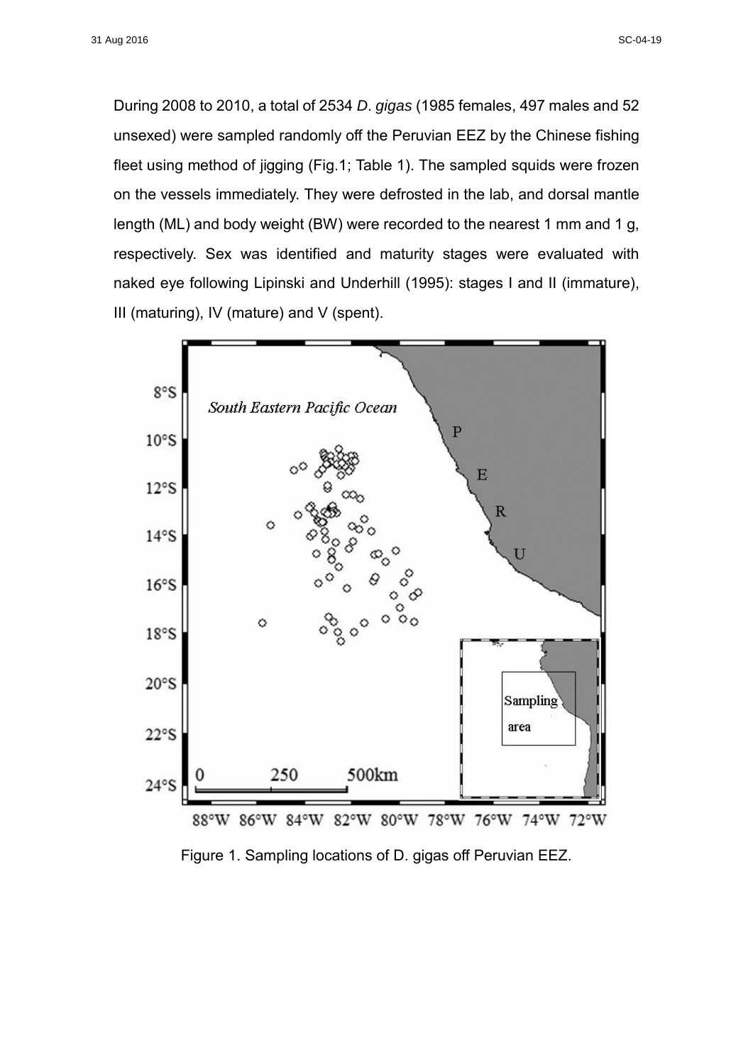During 2008 to 2010, a total of 2534 *D. gigas* (1985 females, 497 males and 52 unsexed) were sampled randomly off the Peruvian EEZ by the Chinese fishing fleet using method of jigging (Fig.1; Table 1). The sampled squids were frozen on the vessels immediately. They were defrosted in the lab, and dorsal mantle length (ML) and body weight (BW) were recorded to the nearest 1 mm and 1 g, respectively. Sex was identified and maturity stages were evaluated with naked eye following Lipinski and Underhill (1995): stages I and II (immature), III (maturing), IV (mature) and V (spent).

Figure 1. Sampling locations of D. gigas off Peruvian EEZ.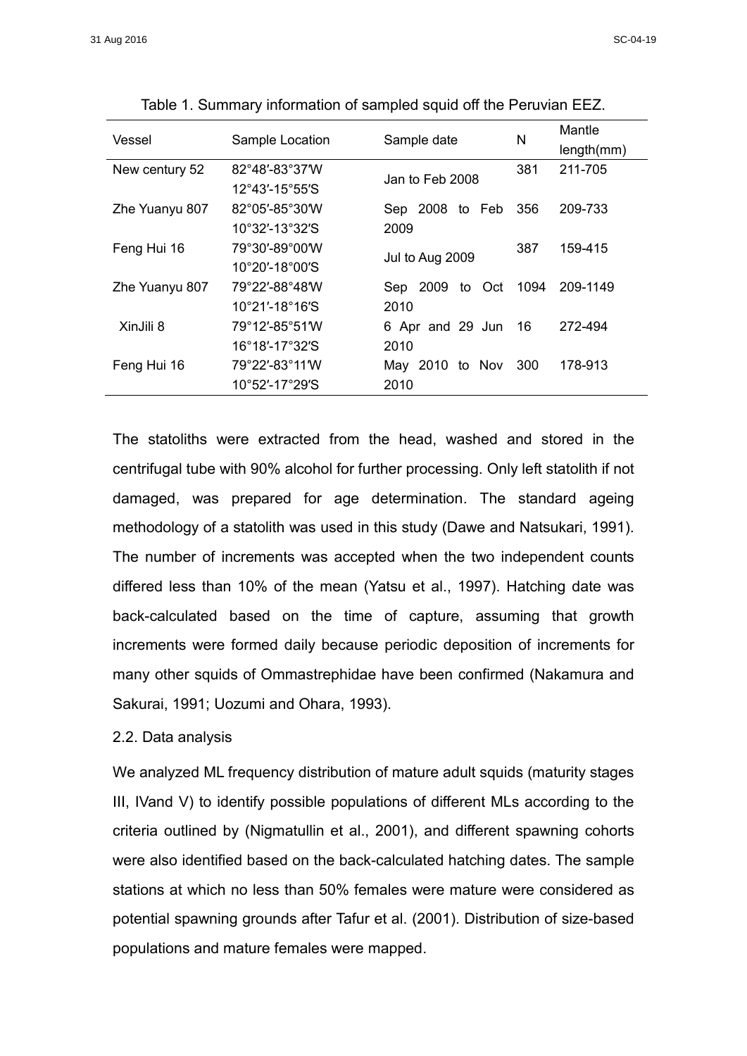Table 1. Summary information of sampled squid off the Peruvian EEZ.

| Vessel | Sample Location | Sample date | N | Mantle length(mm) |
|---|---|---|---|---|
| New century 52 | 82°48′-83°37′W 12°43′-15°55′S | Jan to Feb 2008 | 381 | 211-705 |
| Zhe Yuanyu 807 | 82°05′-85°30′W 10°32′-13°32′S | Sep 2008 to Feb 2009 | 356 | 209-733 |
| Feng Hui 16 | 79°30′-89°00′W 10°20′-18°00′S | Jul to Aug 2009 | 387 | 159-415 |
| Zhe Yuanyu 807 | 79°22′-88°48′W 10°21′-18°16′S | Sep 2009 to Oct 2010 | 1094 | 209-1149 |
| XinJili 8 | 79°12′-85°51′W 16°18′-17°32′S | 6 Apr and 29 Jun 2010 | 16 | 272-494 |
| Feng Hui 16 | 79°22′-83°11′W 10°52′-17°29′S | May 2010 to Nov 2010 | 300 | 178-913 |

The statoliths were extracted from the head, washed and stored in the centrifugal tube with 90% alcohol for further processing. Only left statolith if not damaged, was prepared for age determination. The standard ageing methodology of a statolith was used in this study (Dawe and Natsukari, 1991). The number of increments was accepted when the two independent counts differed less than 10% of the mean (Yatsu et al., 1997). Hatching date was back-calculated based on the time of capture, assuming that growth increments were formed daily because periodic deposition of increments for many other squids of Ommastrephidae have been confirmed (Nakamura and Sakurai, 1991; Uozumi and Ohara, 1993).

2.2. Data analysis

We analyzed ML frequency distribution of mature adult squids (maturity stages III, IVand V) to identify possible populations of different MLs according to the criteria outlined by (Nigmatullin et al., 2001), and different spawning cohorts were also identified based on the back-calculated hatching dates. The sample stations at which no less than 50% females were mature were considered as potential spawning grounds after Tafur et al. (2001). Distribution of size-based populations and mature females were mapped.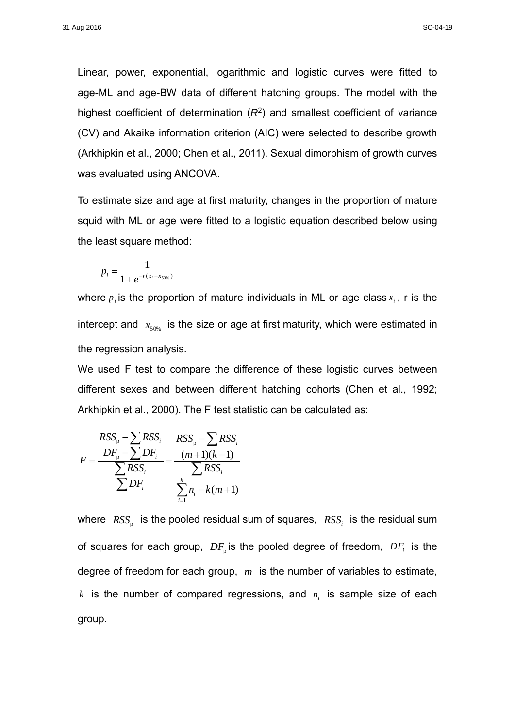Linear, power, exponential, logarithmic and logistic curves were fitted to age-ML and age-BW data of different hatching groups. The model with the highest coefficient of determination ($R^2$) and smallest coefficient of variance (CV) and Akaike information criterion (AIC) were selected to describe growth (Arkhipkin et al., 2000; Chen et al., 2011). Sexual dimorphism of growth curves was evaluated using ANCOVA.

To estimate size and age at first maturity, changes in the proportion of mature squid with ML or age were fitted to a logistic equation described below using the least square method:

$$p_i = \frac{1}{1 + e^{-r(x_i - x_{50\%})}}$$

where $p_i$ is the proportion of mature individuals in ML or age class $x_i$, r is the intercept and $x_{50\%}$ is the size or age at first maturity, which were estimated in the regression analysis.

We used F test to compare the difference of these logistic curves between different sexes and between different hatching cohorts (Chen et al., 1992; Arkhipkin et al., 2000). The F test statistic can be calculated as:

$$F = \frac{\dfrac{RSS_p - \sum RSS_i}{DF_p - \sum DF_i}}{\dfrac{\sum RSS_i}{\sum DF_i}} = \frac{\dfrac{RSS_p - \sum RSS_i}{(m+1)(k-1)}}{\dfrac{\sum RSS_i}{\sum_{i=1}^{k} n_i - k(m+1)}}$$

where $RSS_p$ is the pooled residual sum of squares, $RSS_i$ is the residual sum of squares for each group, $DF_p$ is the pooled degree of freedom, $DF_i$ is the degree of freedom for each group, $m$ is the number of variables to estimate, $k$ is the number of compared regressions, and $n_i$ is sample size of each group.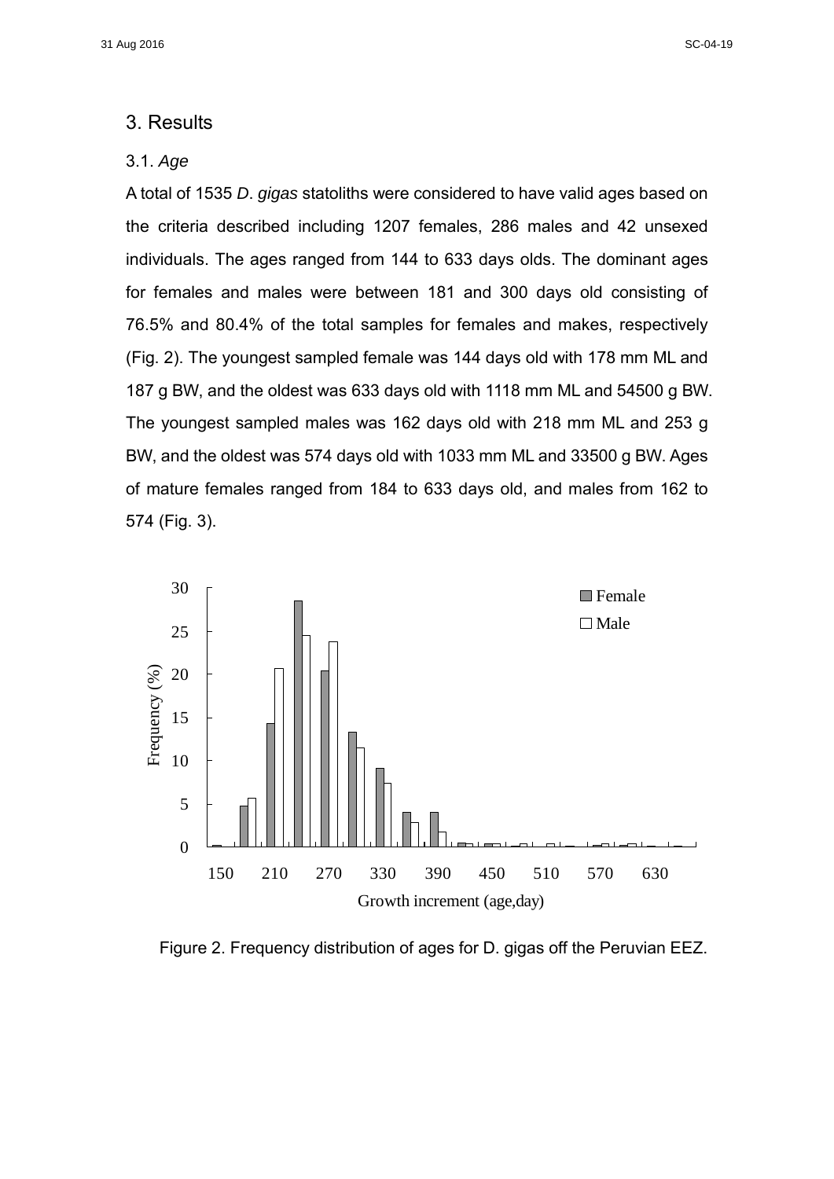## 3. Results

### 3.1. *Age*

A total of 1535 *D. gigas* statoliths were considered to have valid ages based on the criteria described including 1207 females, 286 males and 42 unsexed individuals. The ages ranged from 144 to 633 days olds. The dominant ages for females and males were between 181 and 300 days old consisting of 76.5% and 80.4% of the total samples for females and makes, respectively (Fig. 2). The youngest sampled female was 144 days old with 178 mm ML and 187 g BW, and the oldest was 633 days old with 1118 mm ML and 54500 g BW. The youngest sampled males was 162 days old with 218 mm ML and 253 g BW, and the oldest was 574 days old with 1033 mm ML and 33500 g BW. Ages of mature females ranged from 184 to 633 days old, and males from 162 to 574 (Fig. 3).

Figure 2. Frequency distribution of ages for D. gigas off the Peruvian EEZ.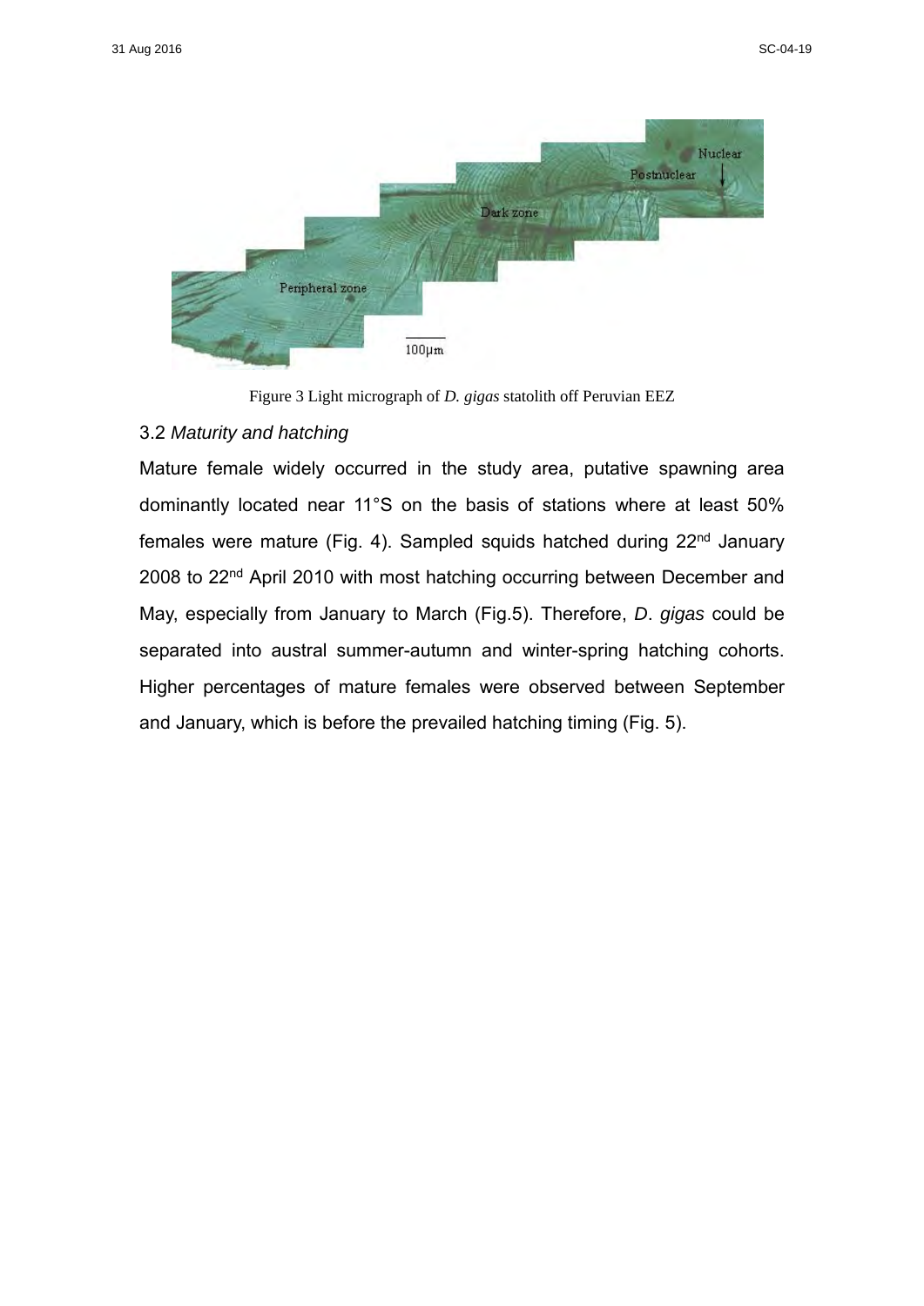Figure 3 Light micrograph of *D. gigas* statolith off Peruvian EEZ

### 3.2 *Maturity and hatching*

Mature female widely occurred in the study area, putative spawning area dominantly located near 11°S on the basis of stations where at least 50% females were mature (Fig. 4). Sampled squids hatched during 22nd January 2008 to 22nd April 2010 with most hatching occurring between December and May, especially from January to March (Fig.5). Therefore, *D*. *gigas* could be separated into austral summer-autumn and winter-spring hatching cohorts. Higher percentages of mature females were observed between September and January, which is before the prevailed hatching timing (Fig. 5).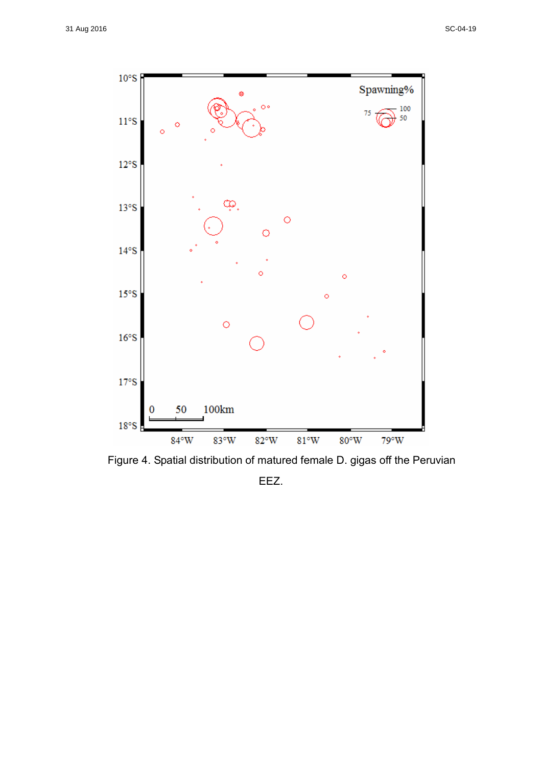Figure 4. Spatial distribution of matured female D. gigas off the Peruvian EEZ.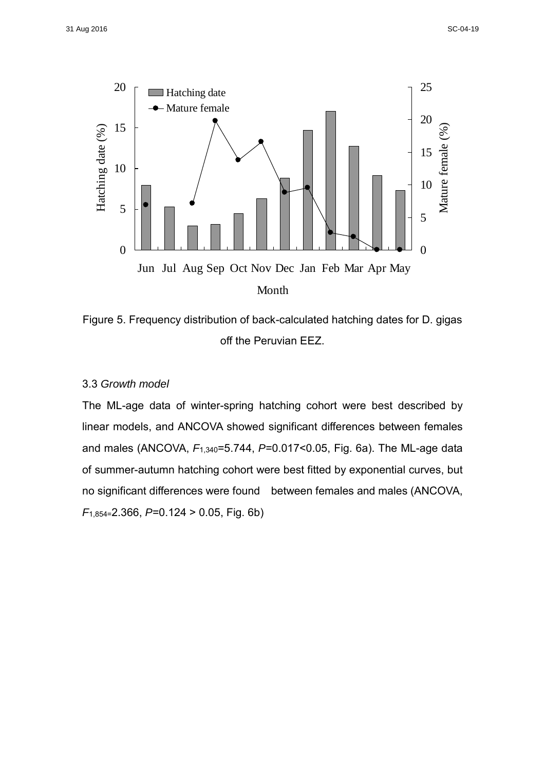Figure 5. Frequency distribution of back-calculated hatching dates for D. gigas off the Peruvian EEZ.

### 3.3 *Growth model*

The ML-age data of winter-spring hatching cohort were best described by linear models, and ANCOVA showed significant differences between females and males (ANCOVA, $F_{1,340}$=5.744, $P$=0.017<0.05, Fig. 6a). The ML-age data of summer-autumn hatching cohort were best fitted by exponential curves, but no significant differences were found between females and males (ANCOVA, $F_{1,854}$=2.366, $P$=0.124 > 0.05, Fig. 6b)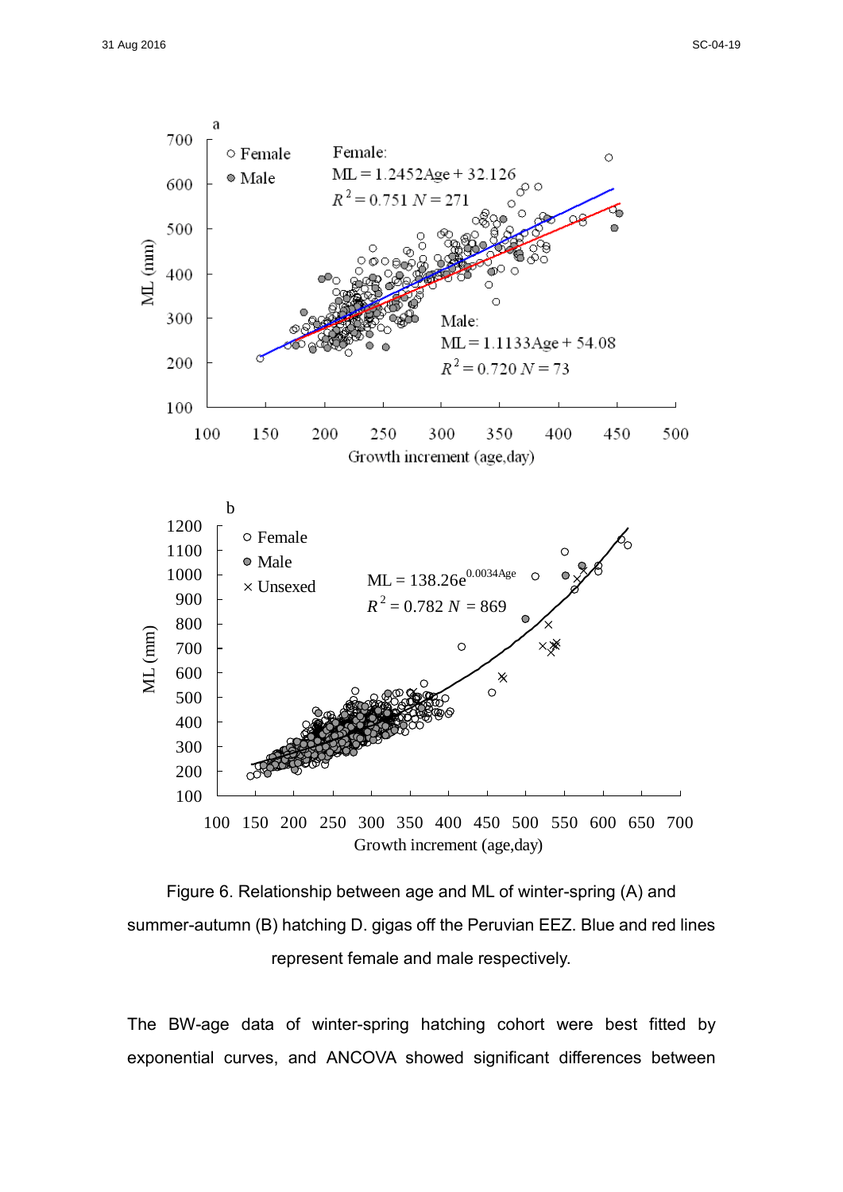Figure 6. Relationship between age and ML of winter-spring (A) and summer-autumn (B) hatching D. gigas off the Peruvian EEZ. Blue and red lines represent female and male respectively.

The BW-age data of winter-spring hatching cohort were best fitted by exponential curves, and ANCOVA showed significant differences between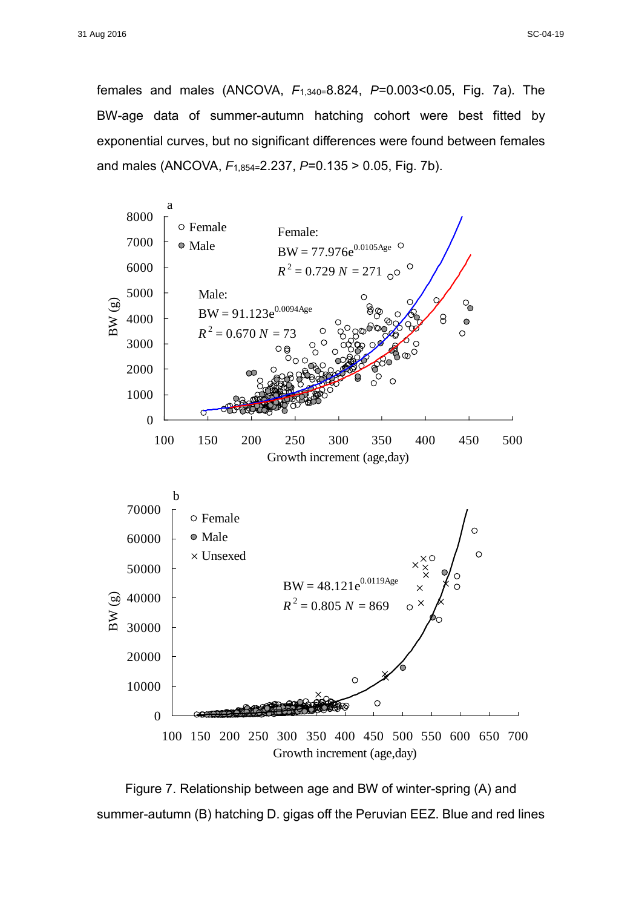females and males (ANCOVA, $F_{1,340}$=8.824, $P$=0.003<0.05, Fig. 7a). The BW-age data of summer-autumn hatching cohort were best fitted by exponential curves, but no significant differences were found between females and males (ANCOVA, $F_{1,854}$=2.237, $P$=0.135 > 0.05, Fig. 7b).

Figure 7. Relationship between age and BW of winter-spring (A) and summer-autumn (B) hatching D. gigas off the Peruvian EEZ. Blue and red lines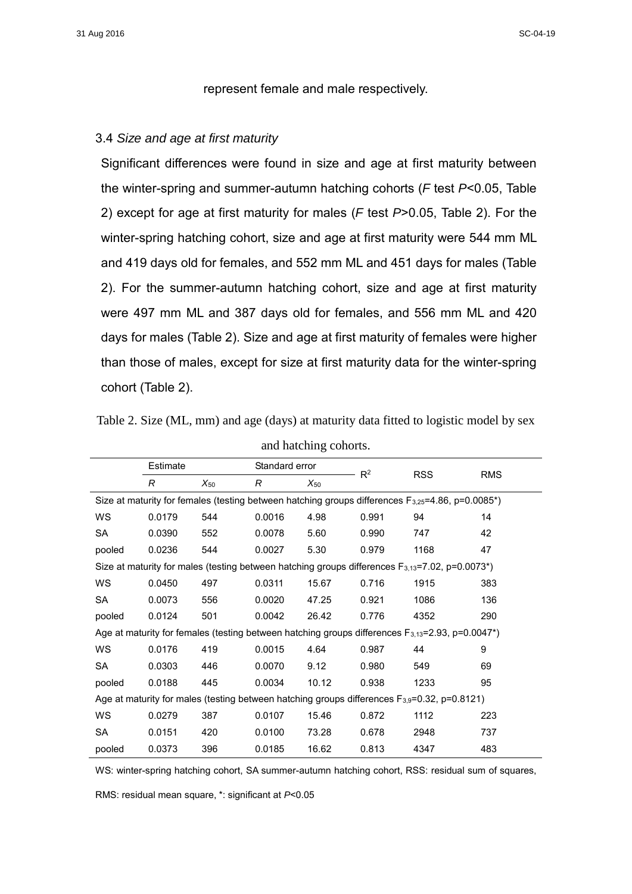represent female and male respectively.

### 3.4 *Size and age at first maturity*

Significant differences were found in size and age at first maturity between the winter-spring and summer-autumn hatching cohorts (*F* test $P$<0.05, Table 2) except for age at first maturity for males (*F* test $P$>0.05, Table 2). For the winter-spring hatching cohort, size and age at first maturity were 544 mm ML and 419 days old for females, and 552 mm ML and 451 days for males (Table 2). For the summer-autumn hatching cohort, size and age at first maturity were 497 mm ML and 387 days old for females, and 556 mm ML and 420 days for males (Table 2). Size and age at first maturity of females were higher than those of males, except for size at first maturity data for the winter-spring cohort (Table 2).

Table 2. Size (ML, mm) and age (days) at maturity data fitted to logistic model by sex and hatching cohorts.

| | Estimate | | Standard error | | $R^2$ | RSS | RMS |
|---|---|---|---|---|---|---|---|
| | $R$ | $X_{50}$ | $R$ | $X_{50}$ | | | |
| Size at maturity for females (testing between hatching groups differences $F_{3,25}$=4.86, p=0.0085*) | | | | | | | |
| WS | 0.0179 | 544 | 0.0016 | 4.98 | 0.991 | 94 | 14 |
| SA | 0.0390 | 552 | 0.0078 | 5.60 | 0.990 | 747 | 42 |
| pooled | 0.0236 | 544 | 0.0027 | 5.30 | 0.979 | 1168 | 47 |
| Size at maturity for males (testing between hatching groups differences $F_{3,13}$=7.02, p=0.0073*) | | | | | | | |
| WS | 0.0450 | 497 | 0.0311 | 15.67 | 0.716 | 1915 | 383 |
| SA | 0.0073 | 556 | 0.0020 | 47.25 | 0.921 | 1086 | 136 |
| pooled | 0.0124 | 501 | 0.0042 | 26.42 | 0.776 | 4352 | 290 |
| Age at maturity for females (testing between hatching groups differences $F_{3,13}$=2.93, p=0.0047*) | | | | | | | |
| WS | 0.0176 | 419 | 0.0015 | 4.64 | 0.987 | 44 | 9 |
| SA | 0.0303 | 446 | 0.0070 | 9.12 | 0.980 | 549 | 69 |
| pooled | 0.0188 | 445 | 0.0034 | 10.12 | 0.938 | 1233 | 95 |
| Age at maturity for males (testing between hatching groups differences $F_{3,9}$=0.32, p=0.8121) | | | | | | | |
| WS | 0.0279 | 387 | 0.0107 | 15.46 | 0.872 | 1112 | 223 |
| SA | 0.0151 | 420 | 0.0100 | 73.28 | 0.678 | 2948 | 737 |
| pooled | 0.0373 | 396 | 0.0185 | 16.62 | 0.813 | 4347 | 483 |

WS: winter-spring hatching cohort, SA summer-autumn hatching cohort, RSS: residual sum of squares, RMS: residual mean square, *: significant at $P$<0.05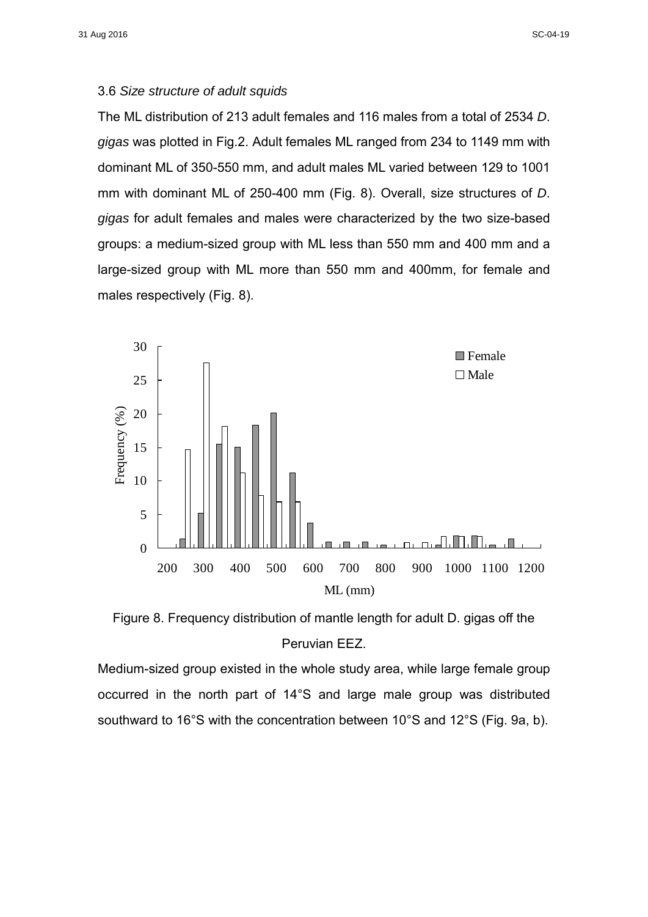### 3.6 *Size structure of adult squids*

The ML distribution of 213 adult females and 116 males from a total of 2534 *D. gigas* was plotted in Fig.2. Adult females ML ranged from 234 to 1149 mm with dominant ML of 350-550 mm, and adult males ML varied between 129 to 1001 mm with dominant ML of 250-400 mm (Fig. 8). Overall, size structures of *D. gigas* for adult females and males were characterized by the two size-based groups: a medium-sized group with ML less than 550 mm and 400 mm and a large-sized group with ML more than 550 mm and 400mm, for female and males respectively (Fig. 8).

Figure 8. Frequency distribution of mantle length for adult D. gigas off the Peruvian EEZ.

Medium-sized group existed in the whole study area, while large female group occurred in the north part of 14°S and large male group was distributed southward to 16°S with the concentration between 10°S and 12°S (Fig. 9a, b).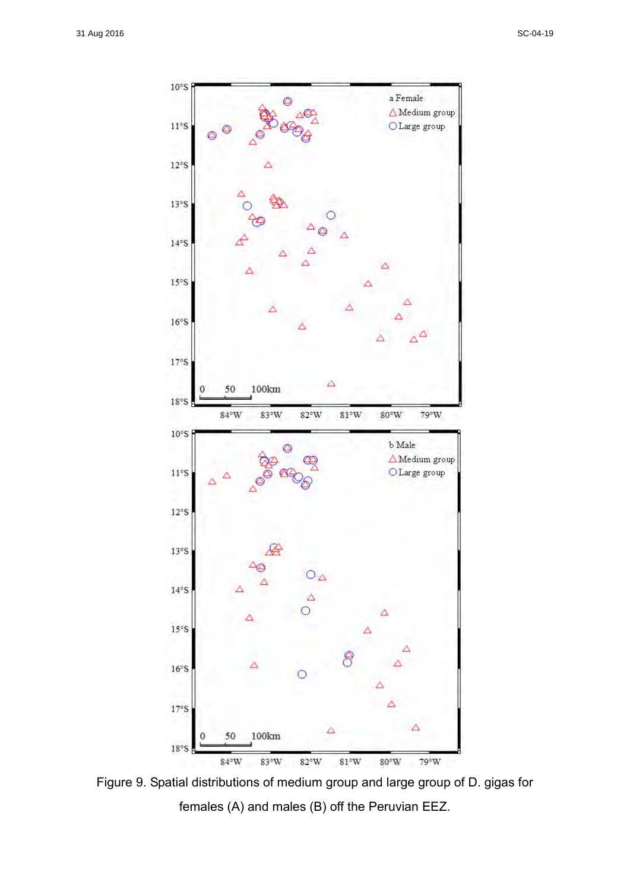Figure 9. Spatial distributions of medium group and large group of D. gigas for females (A) and males (B) off the Peruvian EEZ.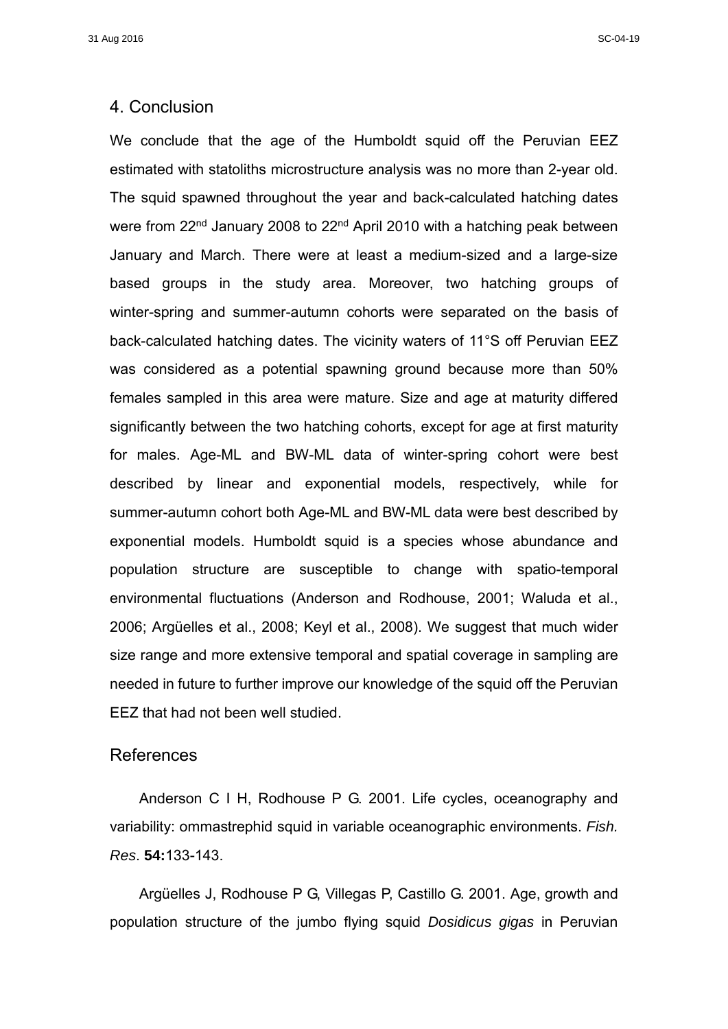## 4. Conclusion

We conclude that the age of the Humboldt squid off the Peruvian EEZ estimated with statoliths microstructure analysis was no more than 2-year old. The squid spawned throughout the year and back-calculated hatching dates were from 22nd January 2008 to 22nd April 2010 with a hatching peak between January and March. There were at least a medium-sized and a large-size based groups in the study area. Moreover, two hatching groups of winter-spring and summer-autumn cohorts were separated on the basis of back-calculated hatching dates. The vicinity waters of 11°S off Peruvian EEZ was considered as a potential spawning ground because more than 50% females sampled in this area were mature. Size and age at maturity differed significantly between the two hatching cohorts, except for age at first maturity for males. Age-ML and BW-ML data of winter-spring cohort were best described by linear and exponential models, respectively, while for summer-autumn cohort both Age-ML and BW-ML data were best described by exponential models. Humboldt squid is a species whose abundance and population structure are susceptible to change with spatio-temporal environmental fluctuations (Anderson and Rodhouse, 2001; Waluda et al., 2006; Argüelles et al., 2008; Keyl et al., 2008). We suggest that much wider size range and more extensive temporal and spatial coverage in sampling are needed in future to further improve our knowledge of the squid off the Peruvian EEZ that had not been well studied.

## References

Anderson C I H, Rodhouse P G. 2001. Life cycles, oceanography and variability: ommastrephid squid in variable oceanographic environments. *Fish. Res*. **54:**133-143.

Argüelles J, Rodhouse P G, Villegas P, Castillo G. 2001. Age, growth and population structure of the jumbo flying squid *Dosidicus gigas* in Peruvian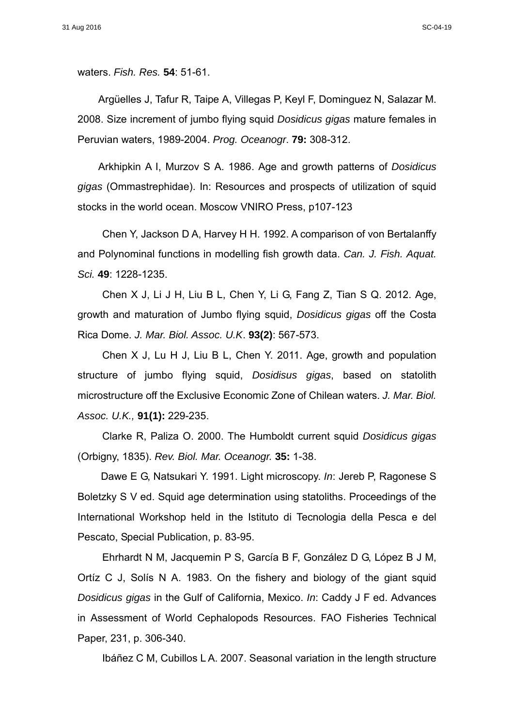waters. *Fish. Res.* **54**: 51-61.

Argüelles J, Tafur R, Taipe A, Villegas P, Keyl F, Dominguez N, Salazar M. 2008. Size increment of jumbo flying squid *Dosidicus gigas* mature females in Peruvian waters, 1989-2004. *Prog. Oceanogr*. **79:** 308-312.

Arkhipkin A I, Murzov S A. 1986. Age and growth patterns of *Dosidicus gigas* (Ommastrephidae). In: Resources and prospects of utilization of squid stocks in the world ocean. Moscow VNIRO Press, p107-123

Chen Y, Jackson D A, Harvey H H. 1992. A comparison of von Bertalanffy and Polynominal functions in modelling fish growth data. *Can. J. Fish. Aquat. Sci.* **49**: 1228-1235.

Chen X J, Li J H, Liu B L, Chen Y, Li G, Fang Z, Tian S Q. 2012. Age, growth and maturation of Jumbo flying squid, *Dosidicus gigas* off the Costa Rica Dome. *J. Mar. Biol. Assoc. U.K*. **93(2)**: 567-573.

Chen X J, Lu H J, Liu B L, Chen Y. 2011. Age, growth and population structure of jumbo flying squid, *Dosidisus gigas*, based on statolith microstructure off the Exclusive Economic Zone of Chilean waters. *J. Mar. Biol. Assoc. U.K.,* **91(1):** 229-235.

Clarke R, Paliza O. 2000. The Humboldt current squid *Dosidicus gigas* (Orbigny, 1835). *Rev. Biol. Mar. Oceanogr.* **35:** 1-38.

Dawe E G, Natsukari Y. 1991. Light microscopy. *In*: Jereb P, Ragonese S Boletzky S V ed. Squid age determination using statoliths. Proceedings of the International Workshop held in the Istituto di Tecnologia della Pesca e del Pescato, Special Publication, p. 83-95.

Ehrhardt N M, Jacquemin P S, García B F, González D G, López B J M, Ortíz C J, Solís N A. 1983. On the fishery and biology of the giant squid *Dosidicus gigas* in the Gulf of California, Mexico. *In*: Caddy J F ed. Advances in Assessment of World Cephalopods Resources. FAO Fisheries Technical Paper, 231, p. 306-340.

Ibáñez C M, Cubillos L A. 2007. Seasonal variation in the length structure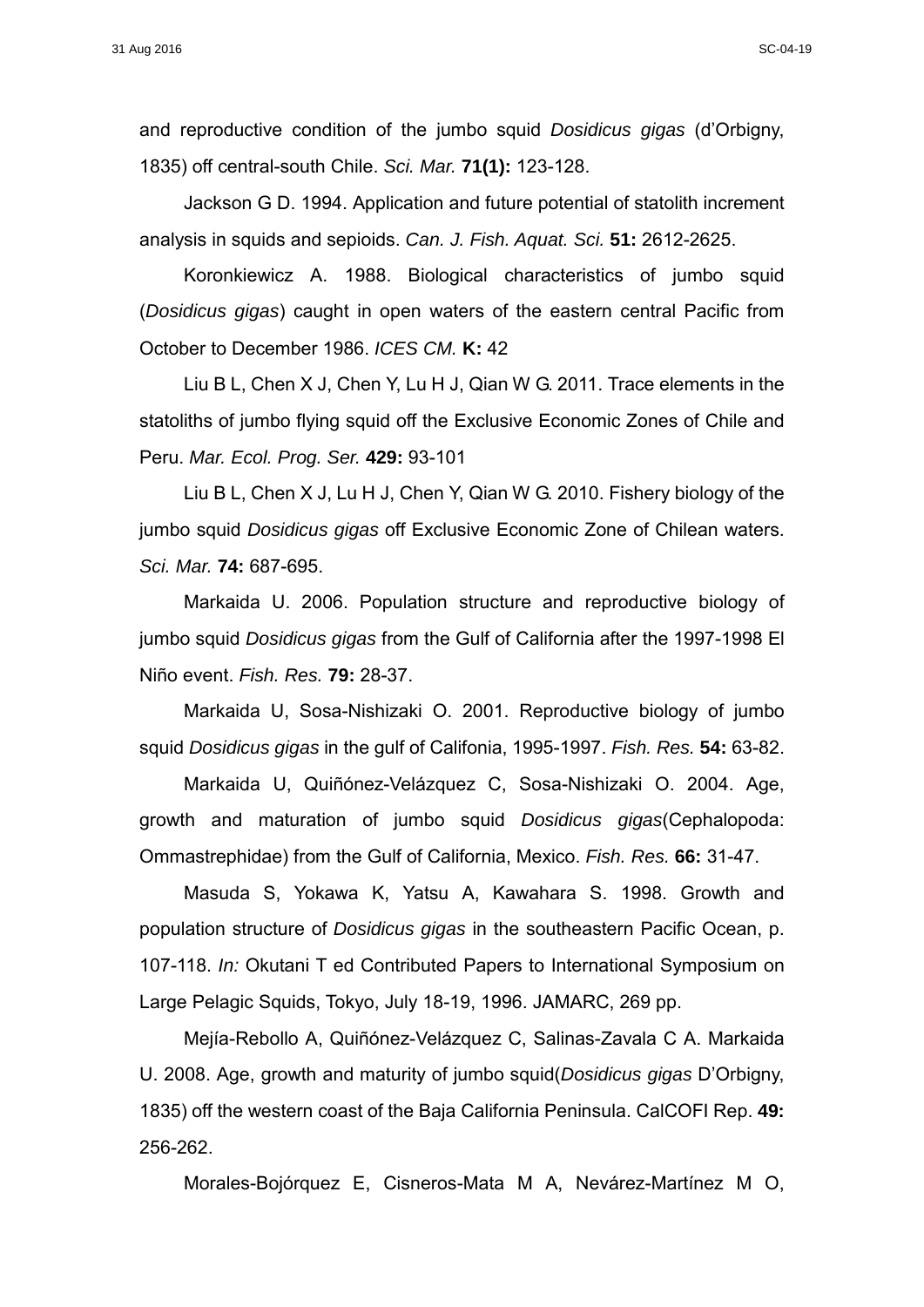and reproductive condition of the jumbo squid *Dosidicus gigas* (d'Orbigny, 1835) off central-south Chile. *Sci. Mar.* **71(1):** 123-128.

Jackson G D. 1994. Application and future potential of statolith increment analysis in squids and sepioids. *Can. J. Fish. Aquat. Sci.* **51:** 2612-2625.

Koronkiewicz A. 1988. Biological characteristics of jumbo squid (*Dosidicus gigas*) caught in open waters of the eastern central Pacific from October to December 1986. *ICES CM.* **K:** 42

Liu B L, Chen X J, Chen Y, Lu H J, Qian W G. 2011. Trace elements in the statoliths of jumbo flying squid off the Exclusive Economic Zones of Chile and Peru. *Mar. Ecol. Prog. Ser.* **429:** 93-101

Liu B L, Chen X J, Lu H J, Chen Y, Qian W G. 2010. Fishery biology of the jumbo squid *Dosidicus gigas* off Exclusive Economic Zone of Chilean waters. *Sci. Mar.* **74:** 687-695.

Markaida U. 2006. Population structure and reproductive biology of jumbo squid *Dosidicus gigas* from the Gulf of California after the 1997-1998 El Niño event. *Fish. Res.* **79:** 28-37.

Markaida U, Sosa-Nishizaki O. 2001. Reproductive biology of jumbo squid *Dosidicus gigas* in the gulf of Califonia, 1995-1997. *Fish. Res.* **54:** 63-82.

Markaida U, Quiñónez-Velázquez C, Sosa-Nishizaki O. 2004. Age, growth and maturation of jumbo squid *Dosidicus gigas*(Cephalopoda: Ommastrephidae) from the Gulf of California, Mexico. *Fish. Res.* **66:** 31-47.

Masuda S, Yokawa K, Yatsu A, Kawahara S. 1998. Growth and population structure of *Dosidicus gigas* in the southeastern Pacific Ocean, p. 107-118. *In:* Okutani T ed Contributed Papers to International Symposium on Large Pelagic Squids, Tokyo, July 18-19, 1996. JAMARC, 269 pp.

Mejía-Rebollo A, Quiñónez-Velázquez C, Salinas-Zavala C A. Markaida U. 2008. Age, growth and maturity of jumbo squid(*Dosidicus gigas* D'Orbigny, 1835) off the western coast of the Baja California Peninsula. CalCOFI Rep. **49:** 256-262.

Morales-Bojórquez E, Cisneros-Mata M A, Nevárez-Martínez M O,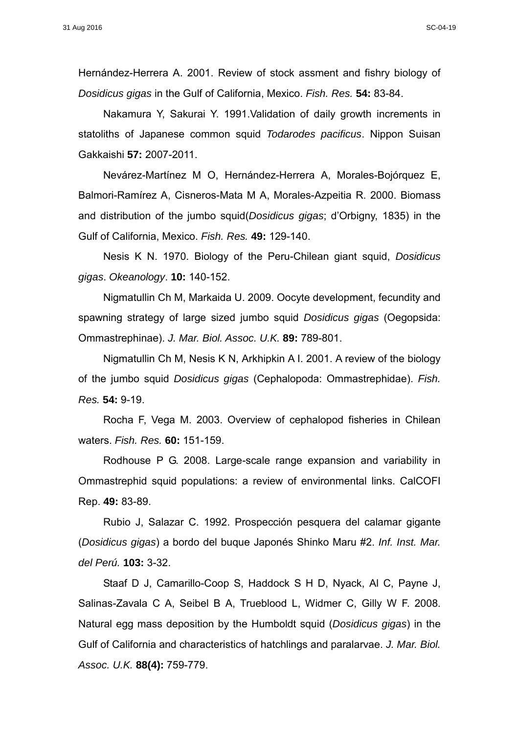Hernández-Herrera A. 2001. Review of stock assment and fishry biology of *Dosidicus gigas* in the Gulf of California, Mexico. *Fish. Res.* **54:** 83-84.

Nakamura Y, Sakurai Y. 1991.Validation of daily growth increments in statoliths of Japanese common squid *Todarodes pacificus*. Nippon Suisan Gakkaishi **57:** 2007-2011.

Nevárez-Martínez M O, Hernández-Herrera A, Morales-Bojórquez E, Balmori-Ramírez A, Cisneros-Mata M A, Morales-Azpeitia R. 2000. Biomass and distribution of the jumbo squid(*Dosidicus gigas*; d'Orbigny, 1835) in the Gulf of California, Mexico. *Fish. Res.* **49:** 129-140.

Nesis K N. 1970. Biology of the Peru-Chilean giant squid, *Dosidicus gigas*. *Okeanology*. **10:** 140-152.

Nigmatullin Ch M, Markaida U. 2009. Oocyte development, fecundity and spawning strategy of large sized jumbo squid *Dosidicus gigas* (Oegopsida: Ommastrephinae). *J. Mar. Biol. Assoc. U.K.* **89:** 789-801.

Nigmatullin Ch M, Nesis K N, Arkhipkin A I. 2001. A review of the biology of the jumbo squid *Dosidicus gigas* (Cephalopoda: Ommastrephidae). *Fish. Res.* **54:** 9-19.

Rocha F, Vega M. 2003. Overview of cephalopod fisheries in Chilean waters. *Fish. Res.* **60:** 151-159.

Rodhouse P G. 2008. Large-scale range expansion and variability in Ommastrephid squid populations: a review of environmental links. CalCOFI Rep. **49:** 83-89.

Rubio J, Salazar C. 1992. Prospección pesquera del calamar gigante (*Dosidicus gigas*) a bordo del buque Japonés Shinko Maru #2. *Inf. Inst. Mar. del Perú.* **103:** 3-32.

Staaf D J, Camarillo-Coop S, Haddock S H D, Nyack, Al C, Payne J, Salinas-Zavala C A, Seibel B A, Trueblood L, Widmer C, Gilly W F. 2008. Natural egg mass deposition by the Humboldt squid (*Dosidicus gigas*) in the Gulf of California and characteristics of hatchlings and paralarvae. *J. Mar. Biol. Assoc. U.K.* **88(4):** 759-779.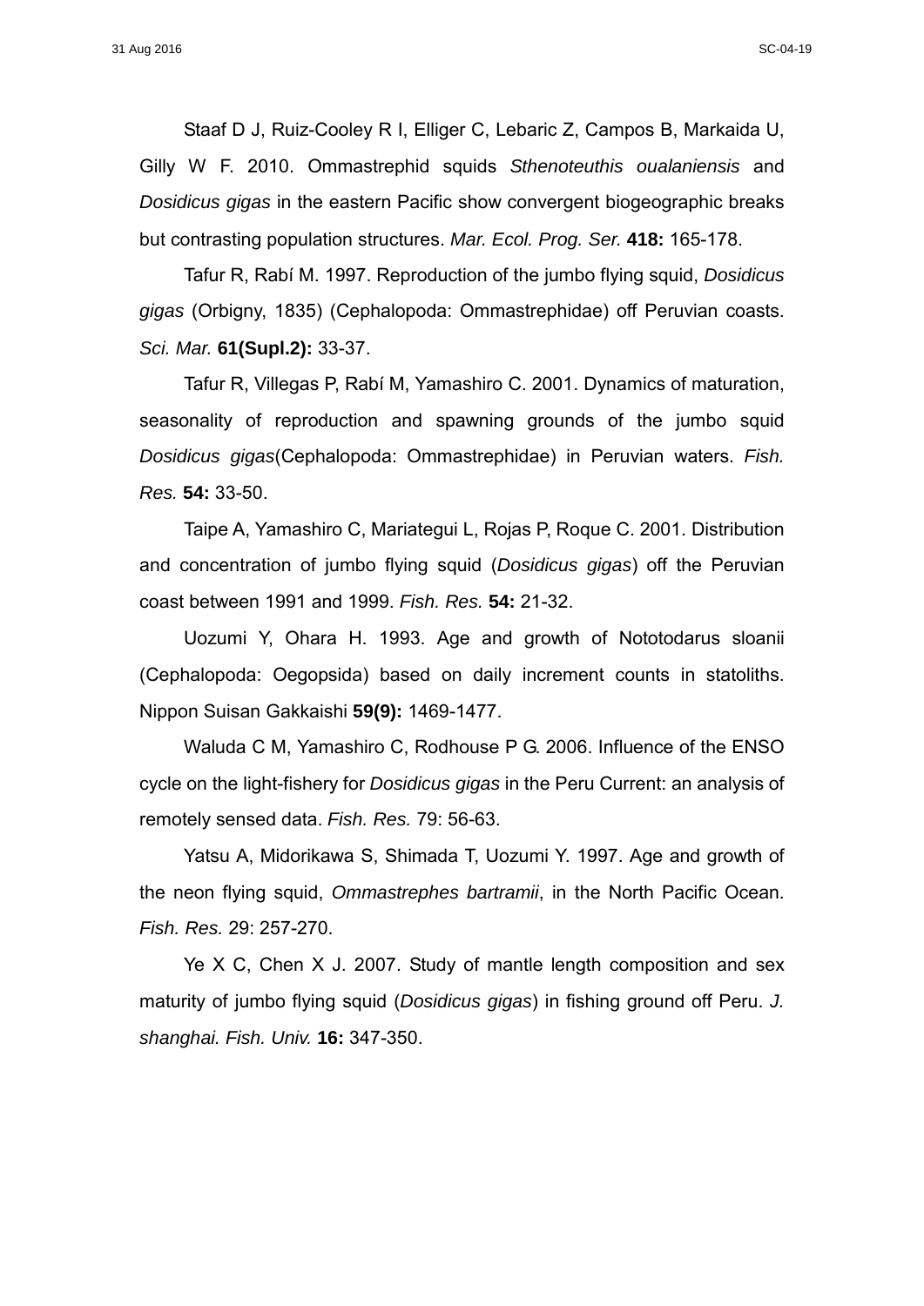Staaf D J, Ruiz-Cooley R I, Elliger C, Lebaric Z, Campos B, Markaida U, Gilly W F. 2010. Ommastrephid squids *Sthenoteuthis oualaniensis* and *Dosidicus gigas* in the eastern Pacific show convergent biogeographic breaks but contrasting population structures. *Mar. Ecol. Prog. Ser.* **418:** 165-178.

Tafur R, Rabí M. 1997. Reproduction of the jumbo flying squid, *Dosidicus gigas* (Orbigny, 1835) (Cephalopoda: Ommastrephidae) off Peruvian coasts. *Sci. Mar.* **61(Supl.2):** 33-37.

Tafur R, Villegas P, Rabí M, Yamashiro C. 2001. Dynamics of maturation, seasonality of reproduction and spawning grounds of the jumbo squid *Dosidicus gigas*(Cephalopoda: Ommastrephidae) in Peruvian waters. *Fish. Res.* **54:** 33-50.

Taipe A, Yamashiro C, Mariategui L, Rojas P, Roque C. 2001. Distribution and concentration of jumbo flying squid (*Dosidicus gigas*) off the Peruvian coast between 1991 and 1999. *Fish. Res.* **54:** 21-32.

Uozumi Y, Ohara H. 1993. Age and growth of Nototodarus sloanii (Cephalopoda: Oegopsida) based on daily increment counts in statoliths. Nippon Suisan Gakkaishi **59(9):** 1469-1477.

Waluda C M, Yamashiro C, Rodhouse P G. 2006. Influence of the ENSO cycle on the light-fishery for *Dosidicus gigas* in the Peru Current: an analysis of remotely sensed data. *Fish. Res.* 79: 56-63.

Yatsu A, Midorikawa S, Shimada T, Uozumi Y. 1997. Age and growth of the neon flying squid, *Ommastrephes bartramii*, in the North Pacific Ocean. *Fish. Res.* 29: 257-270.

Ye X C, Chen X J. 2007. Study of mantle length composition and sex maturity of jumbo flying squid (*Dosidicus gigas*) in fishing ground off Peru. *J. shanghai. Fish. Univ.* **16:** 347-350.